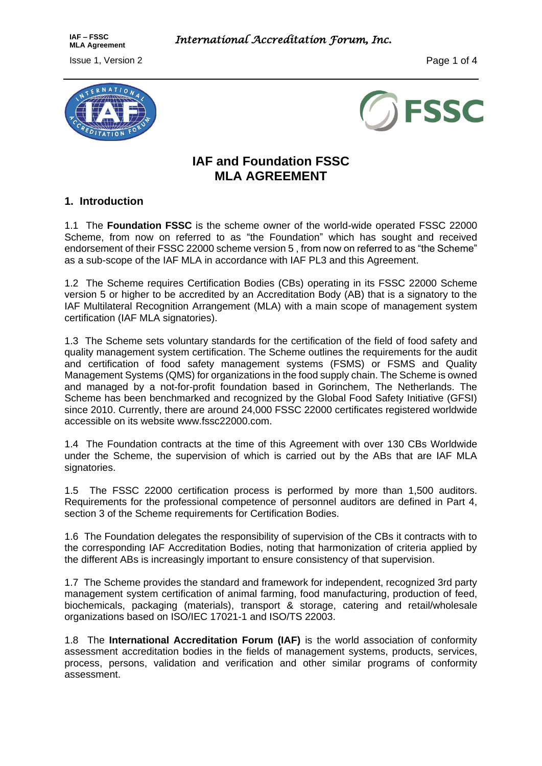# IAF and Foundation FSSC MLA AGREEMENT

## 1. Introduction

1.1 The **Foundation FSSC** is the scheme owner of the world-wide operated FSSC 22000 Scheme, from now on referred to as "the Foundation" which has sought and received endorsement of their FSSC 22000 scheme version 5 , from now on referred to as "the Scheme" as a sub-scope of the IAF MLA in accordance with IAF PL3 and this Agreement.

1.2 The Scheme requires Certification Bodies (CBs) operating in its FSSC 22000 Scheme version 5 or higher to be accredited by an Accreditation Body (AB) that is a signatory to the IAF Multilateral Recognition Arrangement (MLA) with a main scope of management system certification (IAF MLA signatories).

1.3 The Scheme sets voluntary standards for the certification of the field of food safety and quality management system certification. The Scheme outlines the requirements for the audit and certification of food safety management systems (FSMS) or FSMS and Quality Management Systems (QMS) for organizations in the food supply chain. The Scheme is owned and managed by a not-for-profit foundation based in Gorinchem, The Netherlands. The Scheme has been benchmarked and recognized by the Global Food Safety Initiative (GFSI) since 2010. Currently, there are around 24,000 FSSC 22000 certificates registered worldwide accessible on its website www.fssc22000.com.

1.4 The Foundation contracts at the time of this Agreement with over 130 CBs Worldwide under the Scheme, the supervision of which is carried out by the ABs that are IAF MLA signatories.

1.5 The FSSC 22000 certification process is performed by more than 1,500 auditors. Requirements for the professional competence of personnel auditors are defined in Part 4, section 3 of the Scheme requirements for Certification Bodies.

1.6 The Foundation delegates the responsibility of supervision of the CBs it contracts with to the corresponding IAF Accreditation Bodies, noting that harmonization of criteria applied by the different ABs is increasingly important to ensure consistency of that supervision.

1.7 The Scheme provides the standard and framework for independent, recognized 3rd party management system certification of animal farming, food manufacturing, production of feed, biochemicals, packaging (materials), transport & storage, catering and retail/wholesale organizations based on ISO/IEC 17021-1 and ISO/TS 22003.

1.8 The **International Accreditation Forum (IAF)** is the world association of conformity assessment accreditation bodies in the fields of management systems, products, services, process, persons, validation and verification and other similar programs of conformity assessment.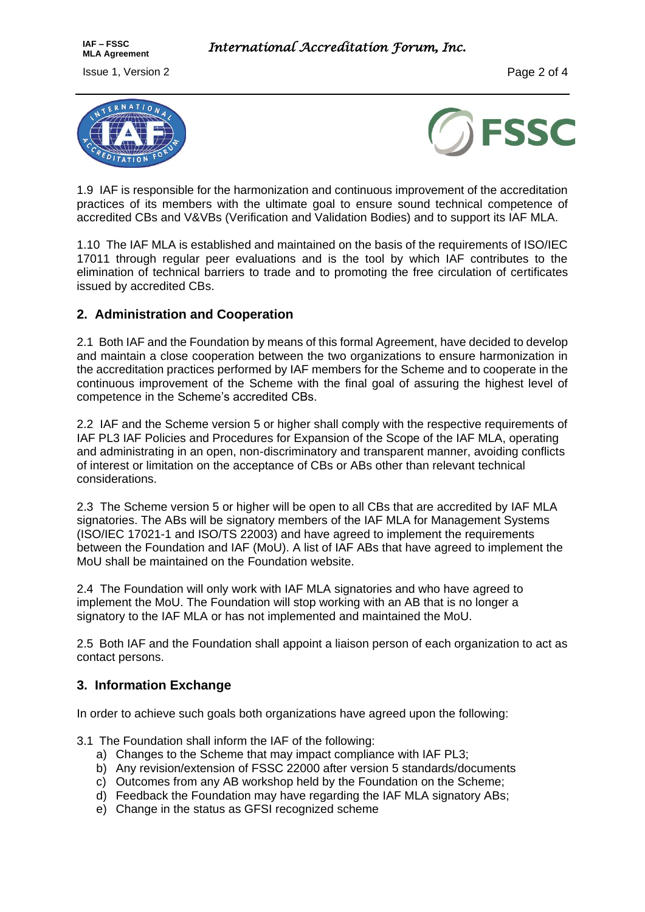1.9 IAF is responsible for the harmonization and continuous improvement of the accreditation practices of its members with the ultimate goal to ensure sound technical competence of accredited CBs and V&VBs (Verification and Validation Bodies) and to support its IAF MLA.

1.10 The IAF MLA is established and maintained on the basis of the requirements of ISO/IEC 17011 through regular peer evaluations and is the tool by which IAF contributes to the elimination of technical barriers to trade and to promoting the free circulation of certificates issued by accredited CBs.

## 2. Administration and Cooperation

2.1 Both IAF and the Foundation by means of this formal Agreement, have decided to develop and maintain a close cooperation between the two organizations to ensure harmonization in the accreditation practices performed by IAF members for the Scheme and to cooperate in the continuous improvement of the Scheme with the final goal of assuring the highest level of competence in the Scheme's accredited CBs.

2.2 IAF and the Scheme version 5 or higher shall comply with the respective requirements of IAF PL3 IAF Policies and Procedures for Expansion of the Scope of the IAF MLA, operating and administrating in an open, non-discriminatory and transparent manner, avoiding conflicts of interest or limitation on the acceptance of CBs or ABs other than relevant technical considerations.

2.3 The Scheme version 5 or higher will be open to all CBs that are accredited by IAF MLA signatories. The ABs will be signatory members of the IAF MLA for Management Systems (ISO/IEC 17021-1 and ISO/TS 22003) and have agreed to implement the requirements between the Foundation and IAF (MoU). A list of IAF ABs that have agreed to implement the MoU shall be maintained on the Foundation website.

2.4 The Foundation will only work with IAF MLA signatories and who have agreed to implement the MoU. The Foundation will stop working with an AB that is no longer a signatory to the IAF MLA or has not implemented and maintained the MoU.

2.5 Both IAF and the Foundation shall appoint a liaison person of each organization to act as contact persons.

## 3. Information Exchange

In order to achieve such goals both organizations have agreed upon the following:

3.1 The Foundation shall inform the IAF of the following:

a) Changes to the Scheme that may impact compliance with IAF PL3;
b) Any revision/extension of FSSC 22000 after version 5 standards/documents
c) Outcomes from any AB workshop held by the Foundation on the Scheme;
d) Feedback the Foundation may have regarding the IAF MLA signatory ABs;
e) Change in the status as GFSI recognized scheme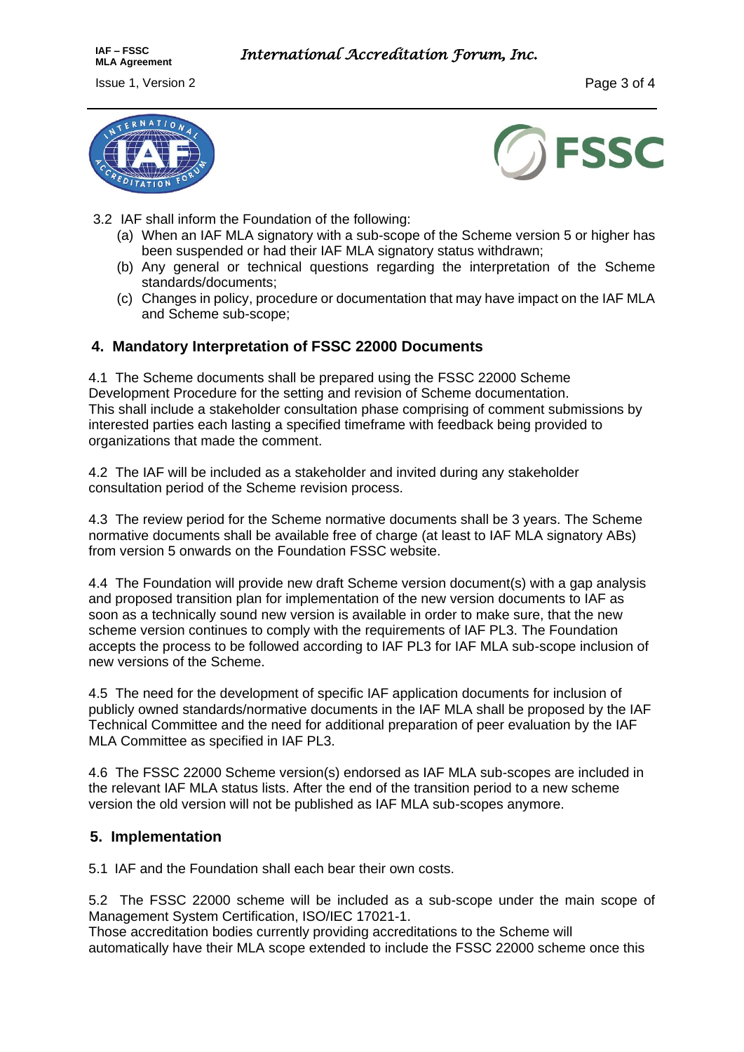3.2 IAF shall inform the Foundation of the following:

(a) When an IAF MLA signatory with a sub-scope of the Scheme version 5 or higher has been suspended or had their IAF MLA signatory status withdrawn;

(b) Any general or technical questions regarding the interpretation of the Scheme standards/documents;

(c) Changes in policy, procedure or documentation that may have impact on the IAF MLA and Scheme sub-scope;

## 4. Mandatory Interpretation of FSSC 22000 Documents

4.1 The Scheme documents shall be prepared using the FSSC 22000 Scheme Development Procedure for the setting and revision of Scheme documentation. This shall include a stakeholder consultation phase comprising of comment submissions by interested parties each lasting a specified timeframe with feedback being provided to organizations that made the comment.

4.2 The IAF will be included as a stakeholder and invited during any stakeholder consultation period of the Scheme revision process.

4.3 The review period for the Scheme normative documents shall be 3 years. The Scheme normative documents shall be available free of charge (at least to IAF MLA signatory ABs) from version 5 onwards on the Foundation FSSC website.

4.4 The Foundation will provide new draft Scheme version document(s) with a gap analysis and proposed transition plan for implementation of the new version documents to IAF as soon as a technically sound new version is available in order to make sure, that the new scheme version continues to comply with the requirements of IAF PL3. The Foundation accepts the process to be followed according to IAF PL3 for IAF MLA sub-scope inclusion of new versions of the Scheme.

4.5 The need for the development of specific IAF application documents for inclusion of publicly owned standards/normative documents in the IAF MLA shall be proposed by the IAF Technical Committee and the need for additional preparation of peer evaluation by the IAF MLA Committee as specified in IAF PL3.

4.6 The FSSC 22000 Scheme version(s) endorsed as IAF MLA sub-scopes are included in the relevant IAF MLA status lists. After the end of the transition period to a new scheme version the old version will not be published as IAF MLA sub-scopes anymore.

## 5. Implementation

5.1 IAF and the Foundation shall each bear their own costs.

5.2 The FSSC 22000 scheme will be included as a sub-scope under the main scope of Management System Certification, ISO/IEC 17021-1.
Those accreditation bodies currently providing accreditations to the Scheme will automatically have their MLA scope extended to include the FSSC 22000 scheme once this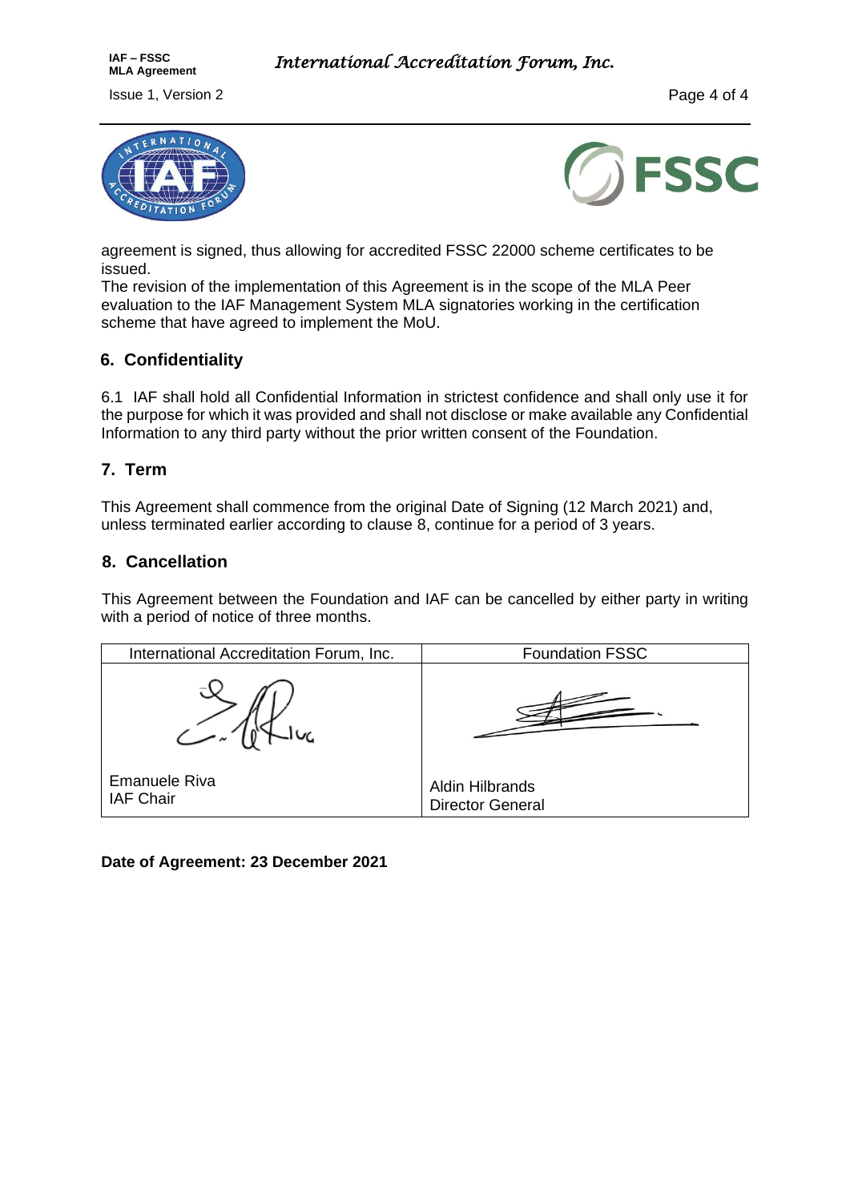agreement is signed, thus allowing for accredited FSSC 22000 scheme certificates to be issued.
The revision of the implementation of this Agreement is in the scope of the MLA Peer evaluation to the IAF Management System MLA signatories working in the certification scheme that have agreed to implement the MoU.

## 6. Confidentiality

6.1 IAF shall hold all Confidential Information in strictest confidence and shall only use it for the purpose for which it was provided and shall not disclose or make available any Confidential Information to any third party without the prior written consent of the Foundation.

## 7. Term

This Agreement shall commence from the original Date of Signing (12 March 2021) and, unless terminated earlier according to clause 8, continue for a period of 3 years.

## 8. Cancellation

This Agreement between the Foundation and IAF can be cancelled by either party in writing with a period of notice of three months.

| International Accreditation Forum, Inc. | Foundation FSSC |
|---|---|
| Emanuele Riva<br>IAF Chair | Aldin Hilbrands<br>Director General |

**Date of Agreement: 23 December 2021**